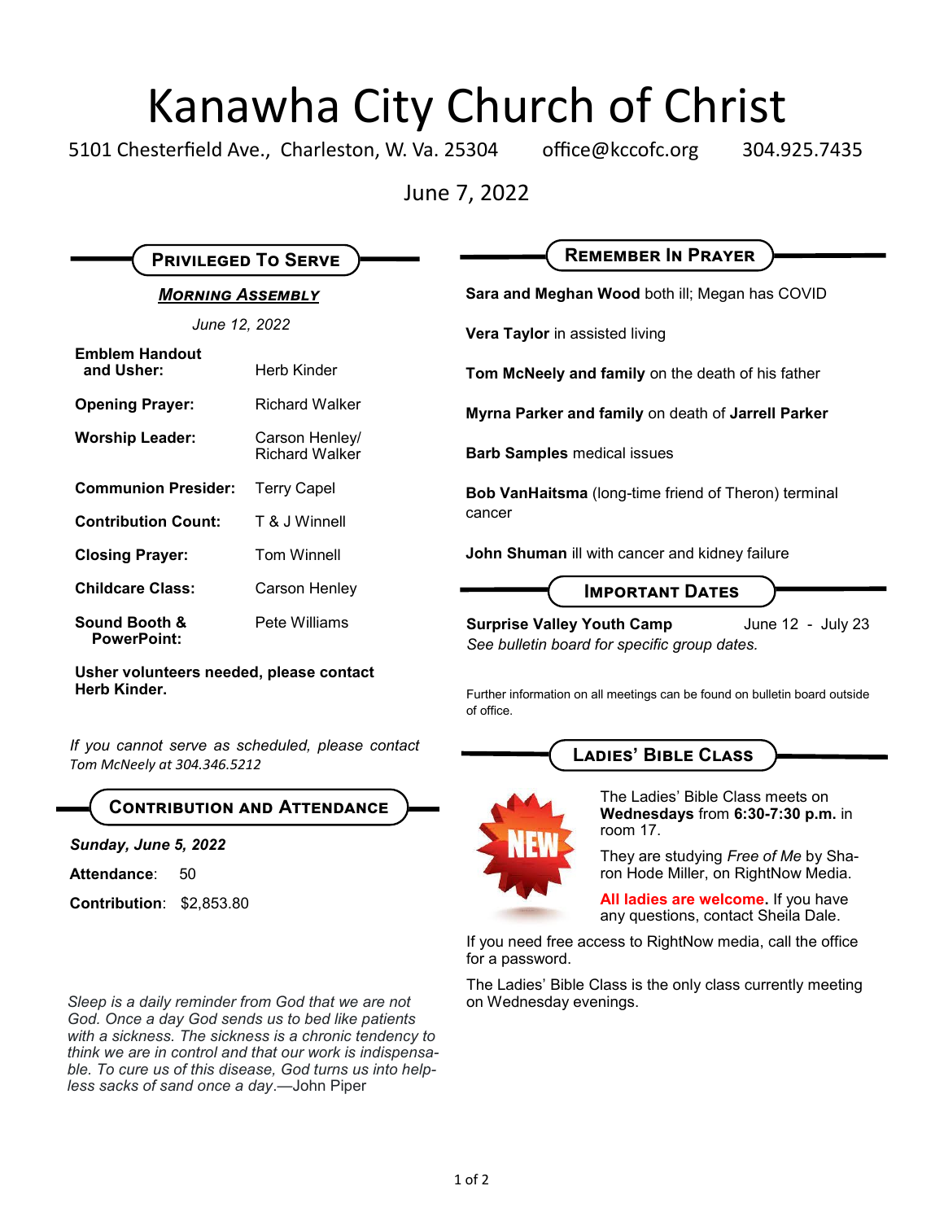# Kanawha City Church of Christ

5101 Chesterfield Ave., Charleston, W. Va. 25304 office@kccofc.org 304.925.7435

June 7, 2022

## Privileged To Serve

### *Morning Assembly*

*June 12, 2022*

| | |
|---|---|
| **Emblem Handout and Usher:** | Herb Kinder |
| **Opening Prayer:** | Richard Walker |
| **Worship Leader:** | Carson Henley/ Richard Walker |
| **Communion Presider:** | Terry Capel |
| **Contribution Count:** | T & J Winnell |
| **Closing Prayer:** | Tom Winnell |
| **Childcare Class:** | Carson Henley |
| **Sound Booth & PowerPoint:** | Pete Williams |

**Usher volunteers needed, please contact Herb Kinder.**

*If you cannot serve as scheduled, please contact Tom McNeely at 304.346.5212*

## Contribution and Attendance

***Sunday, June 5, 2022***

**Attendance**: 50

**Contribution**: $2,853.80

*Sleep is a daily reminder from God that we are not God. Once a day God sends us to bed like patients with a sickness. The sickness is a chronic tendency to think we are in control and that our work is indispensable. To cure us of this disease, God turns us into helpless sacks of sand once a day.*—John Piper

## Remember In Prayer

**Sara and Meghan Wood** both ill; Megan has COVID

**Vera Taylor** in assisted living

**Tom McNeely and family** on the death of his father

**Myrna Parker and family** on death of **Jarrell Parker**

**Barb Samples** medical issues

**Bob VanHaitsma** (long-time friend of Theron) terminal cancer

**John Shuman** ill with cancer and kidney failure

## Important Dates

**Surprise Valley Youth Camp** June 12 - July 23
*See bulletin board for specific group dates.*

Further information on all meetings can be found on bulletin board outside of office.

## Ladies' Bible Class

NEW

The Ladies' Bible Class meets on **Wednesdays** from **6:30-7:30 p.m.** in room 17.

They are studying *Free of Me* by Sharon Hode Miller, on RightNow Media.

**All ladies are welcome.** If you have any questions, contact Sheila Dale.

If you need free access to RightNow media, call the office for a password.

The Ladies' Bible Class is the only class currently meeting on Wednesday evenings.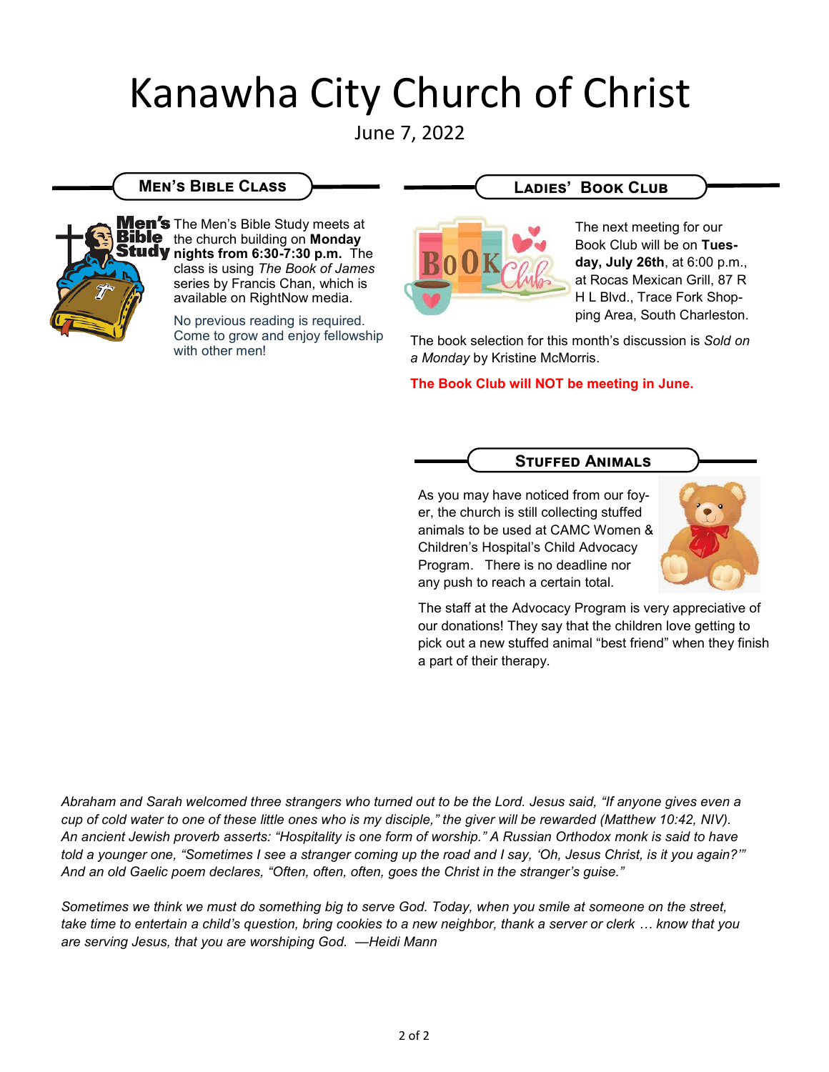# Kanawha City Church of Christ

June 7, 2022

## Men's Bible Class

The Men's Bible Study meets at the church building on **Monday nights from 6:30-7:30 p.m.** The class is using *The Book of James* series by Francis Chan, which is available on RightNow media.

No previous reading is required. Come to grow and enjoy fellowship with other men!

## Ladies' Book Club

The next meeting for our Book Club will be on **Tuesday, July 26th**, at 6:00 p.m., at Rocas Mexican Grill, 87 R H L Blvd., Trace Fork Shopping Area, South Charleston.

The book selection for this month's discussion is *Sold on a Monday* by Kristine McMorris.

**The Book Club will NOT be meeting in June.**

## Stuffed Animals

As you may have noticed from our foyer, the church is still collecting stuffed animals to be used at CAMC Women & Children's Hospital's Child Advocacy Program. There is no deadline nor any push to reach a certain total.

The staff at the Advocacy Program is very appreciative of our donations! They say that the children love getting to pick out a new stuffed animal "best friend" when they finish a part of their therapy.

*Abraham and Sarah welcomed three strangers who turned out to be the Lord. Jesus said, "If anyone gives even a cup of cold water to one of these little ones who is my disciple," the giver will be rewarded (Matthew 10:42, NIV). An ancient Jewish proverb asserts: "Hospitality is one form of worship." A Russian Orthodox monk is said to have told a younger one, "Sometimes I see a stranger coming up the road and I say, 'Oh, Jesus Christ, is it you again?'" And an old Gaelic poem declares, "Often, often, often, goes the Christ in the stranger's guise."*

*Sometimes we think we must do something big to serve God. Today, when you smile at someone on the street, take time to entertain a child's question, bring cookies to a new neighbor, thank a server or clerk … know that you are serving Jesus, that you are worshiping God. —Heidi Mann*